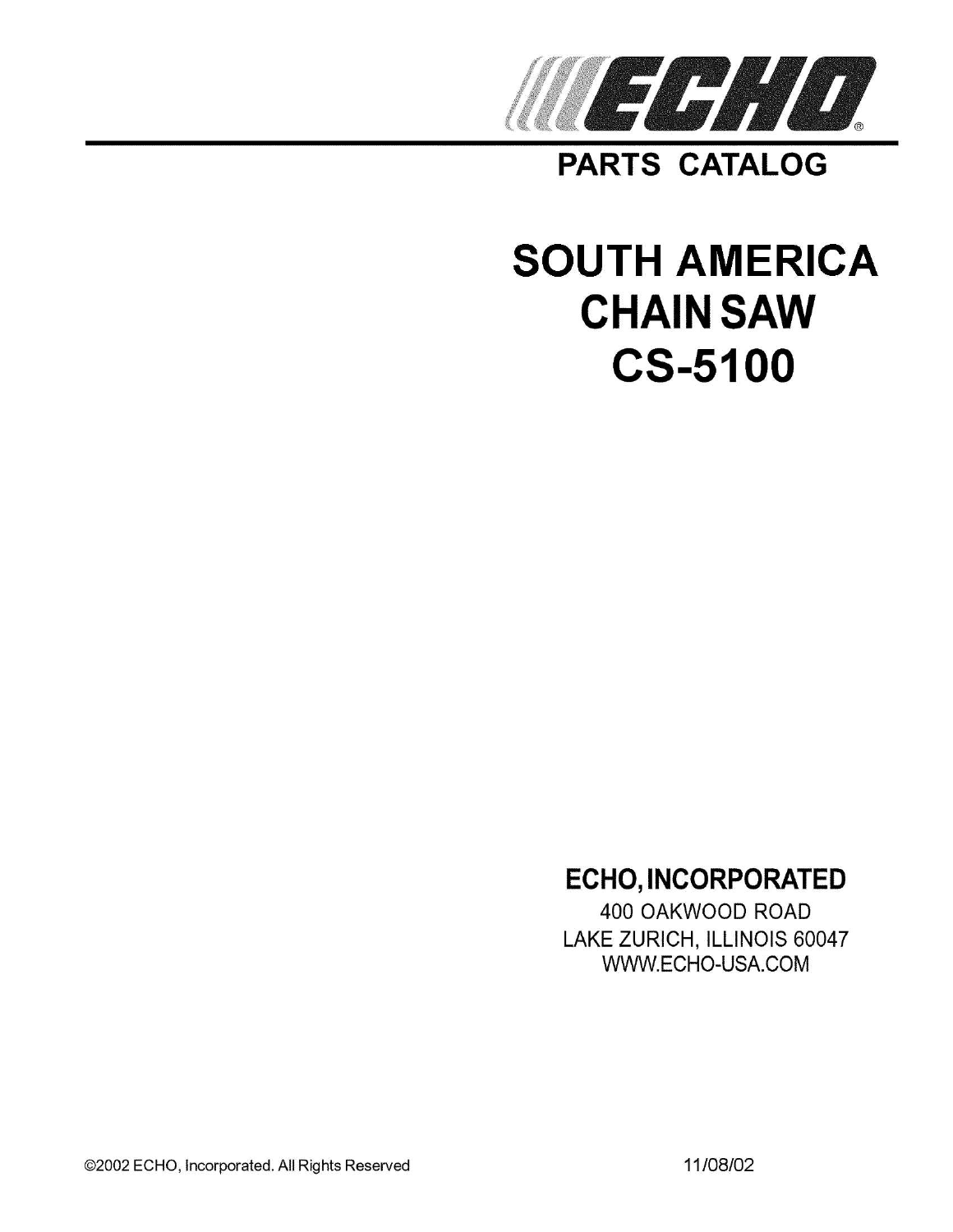# ECHO

## PARTS CATALOG

# SOUTH AMERICA CHAIN SAW CS-5100

**ECHO, INCORPORATED**

400 OAKWOOD ROAD
LAKE ZURICH, ILLINOIS 60047
WWW.ECHO-USA.COM

©2002 ECHO, Incorporated. All Rights Reserved

11/08/02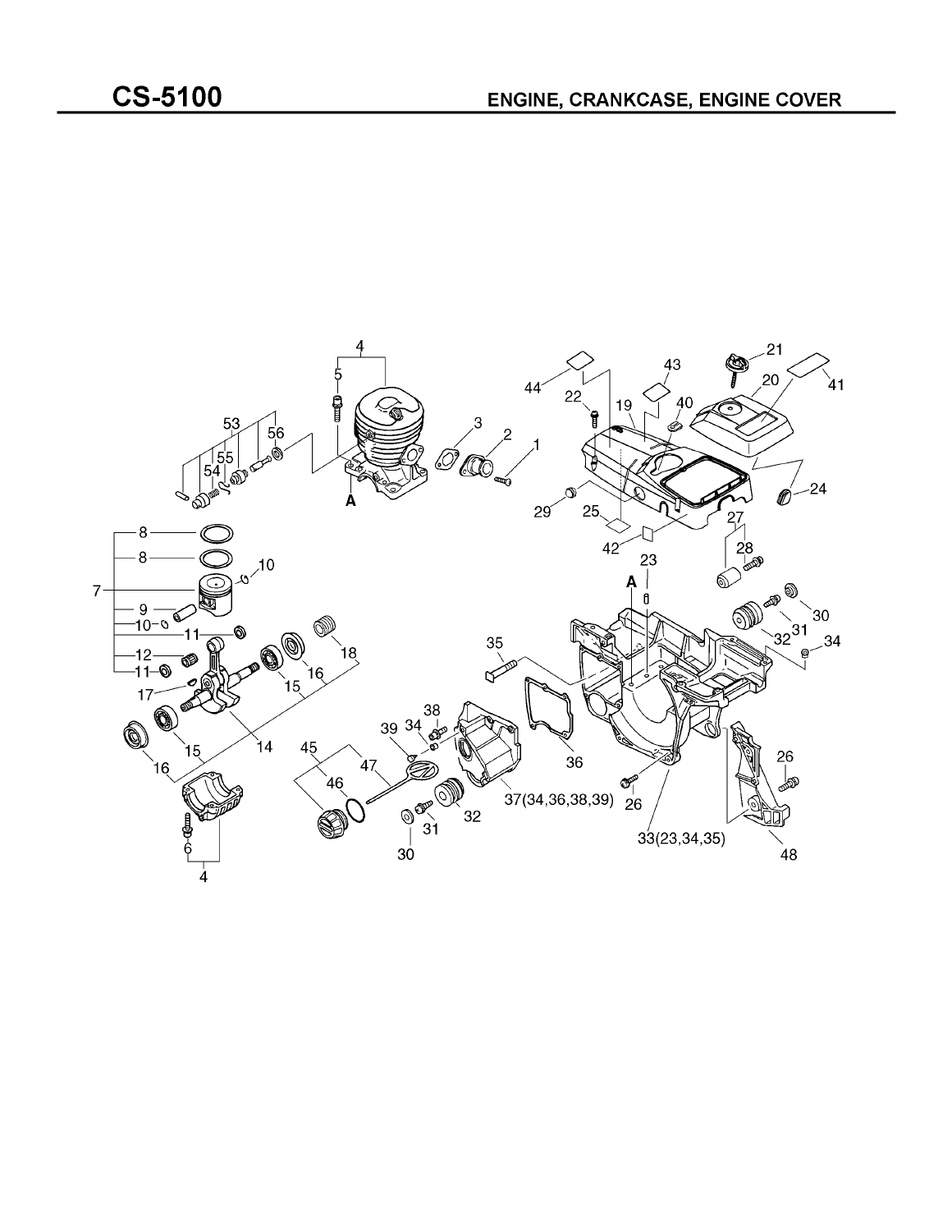# CS-5100

## ENGINE, CRANKCASE, ENGINE COVER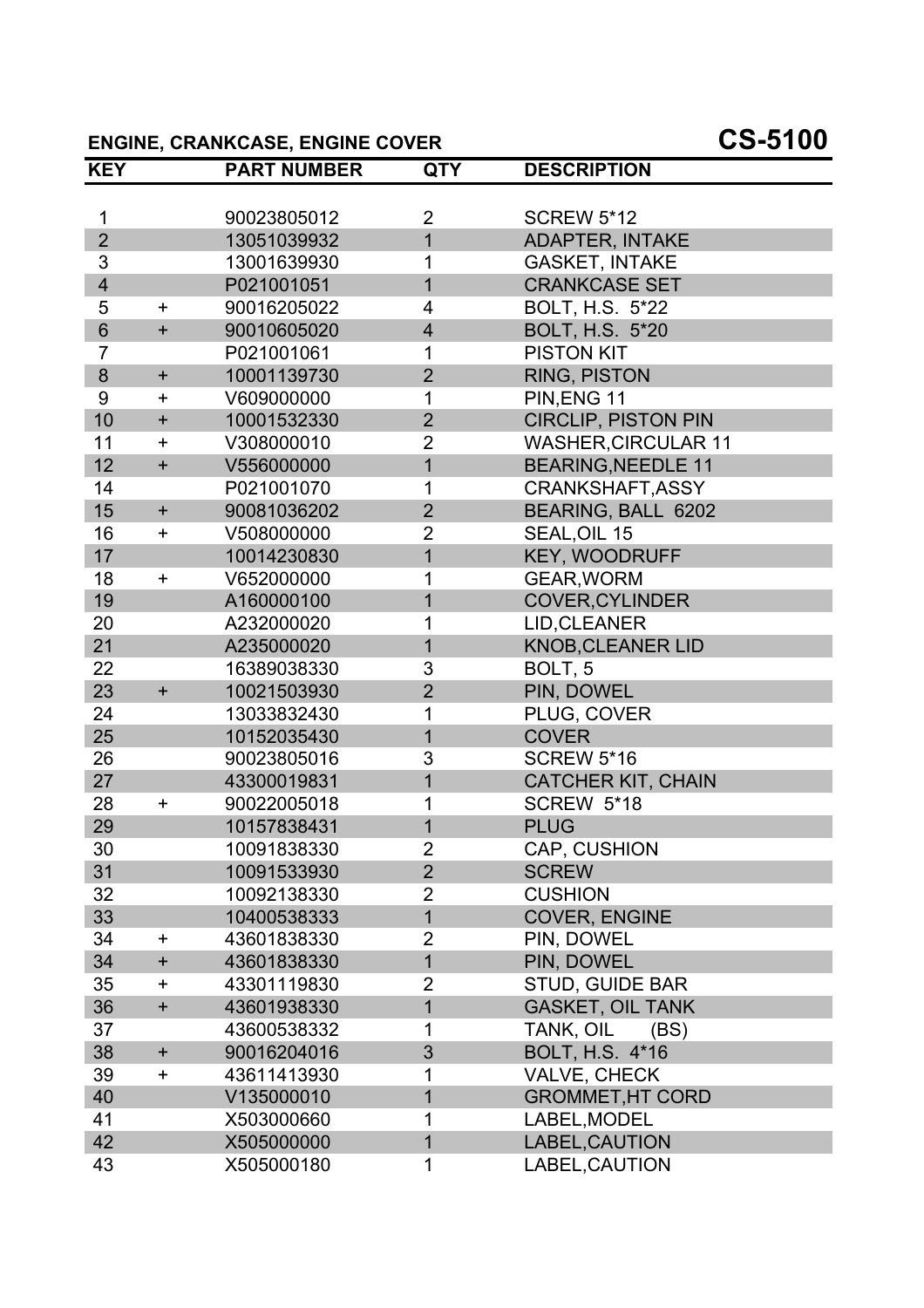## ENGINE, CRANKCASE, ENGINE COVER

## CS-5100

| KEY | | PART NUMBER | QTY | DESCRIPTION |
|---|---|---|---|---|
| 1 | | 90023805012 | 2 | SCREW 5*12 |
| 2 | | 13051039932 | 1 | ADAPTER, INTAKE |
| 3 | | 13001639930 | 1 | GASKET, INTAKE |
| 4 | | P021001051 | 1 | CRANKCASE SET |
| 5 | + | 90016205022 | 4 | BOLT, H.S. 5*22 |
| 6 | + | 90010605020 | 4 | BOLT, H.S. 5*20 |
| 7 | | P021001061 | 1 | PISTON KIT |
| 8 | + | 10001139730 | 2 | RING, PISTON |
| 9 | + | V609000000 | 1 | PIN,ENG 11 |
| 10 | + | 10001532330 | 2 | CIRCLIP, PISTON PIN |
| 11 | + | V308000010 | 2 | WASHER,CIRCULAR 11 |
| 12 | + | V556000000 | 1 | BEARING,NEEDLE 11 |
| 14 | | P021001070 | 1 | CRANKSHAFT,ASSY |
| 15 | + | 90081036202 | 2 | BEARING, BALL 6202 |
| 16 | + | V508000000 | 2 | SEAL,OIL 15 |
| 17 | | 10014230830 | 1 | KEY, WOODRUFF |
| 18 | + | V652000000 | 1 | GEAR,WORM |
| 19 | | A160000100 | 1 | COVER,CYLINDER |
| 20 | | A232000020 | 1 | LID,CLEANER |
| 21 | | A235000020 | 1 | KNOB,CLEANER LID |
| 22 | | 16389038330 | 3 | BOLT, 5 |
| 23 | + | 10021503930 | 2 | PIN, DOWEL |
| 24 | | 13033832430 | 1 | PLUG, COVER |
| 25 | | 10152035430 | 1 | COVER |
| 26 | | 90023805016 | 3 | SCREW 5*16 |
| 27 | | 43300019831 | 1 | CATCHER KIT, CHAIN |
| 28 | + | 90022005018 | 1 | SCREW 5*18 |
| 29 | | 10157838431 | 1 | PLUG |
| 30 | | 10091838330 | 2 | CAP, CUSHION |
| 31 | | 10091533930 | 2 | SCREW |
| 32 | | 10092138330 | 2 | CUSHION |
| 33 | | 10400538333 | 1 | COVER, ENGINE |
| 34 | + | 43601838330 | 2 | PIN, DOWEL |
| 34 | + | 43601838330 | 1 | PIN, DOWEL |
| 35 | + | 43301119830 | 2 | STUD, GUIDE BAR |
| 36 | + | 43601938330 | 1 | GASKET, OIL TANK |
| 37 | | 43600538332 | 1 | TANK, OIL (BS) |
| 38 | + | 90016204016 | 3 | BOLT, H.S. 4*16 |
| 39 | + | 43611413930 | 1 | VALVE, CHECK |
| 40 | | V135000010 | 1 | GROMMET,HT CORD |
| 41 | | X503000660 | 1 | LABEL,MODEL |
| 42 | | X505000000 | 1 | LABEL,CAUTION |
| 43 | | X505000180 | 1 | LABEL,CAUTION |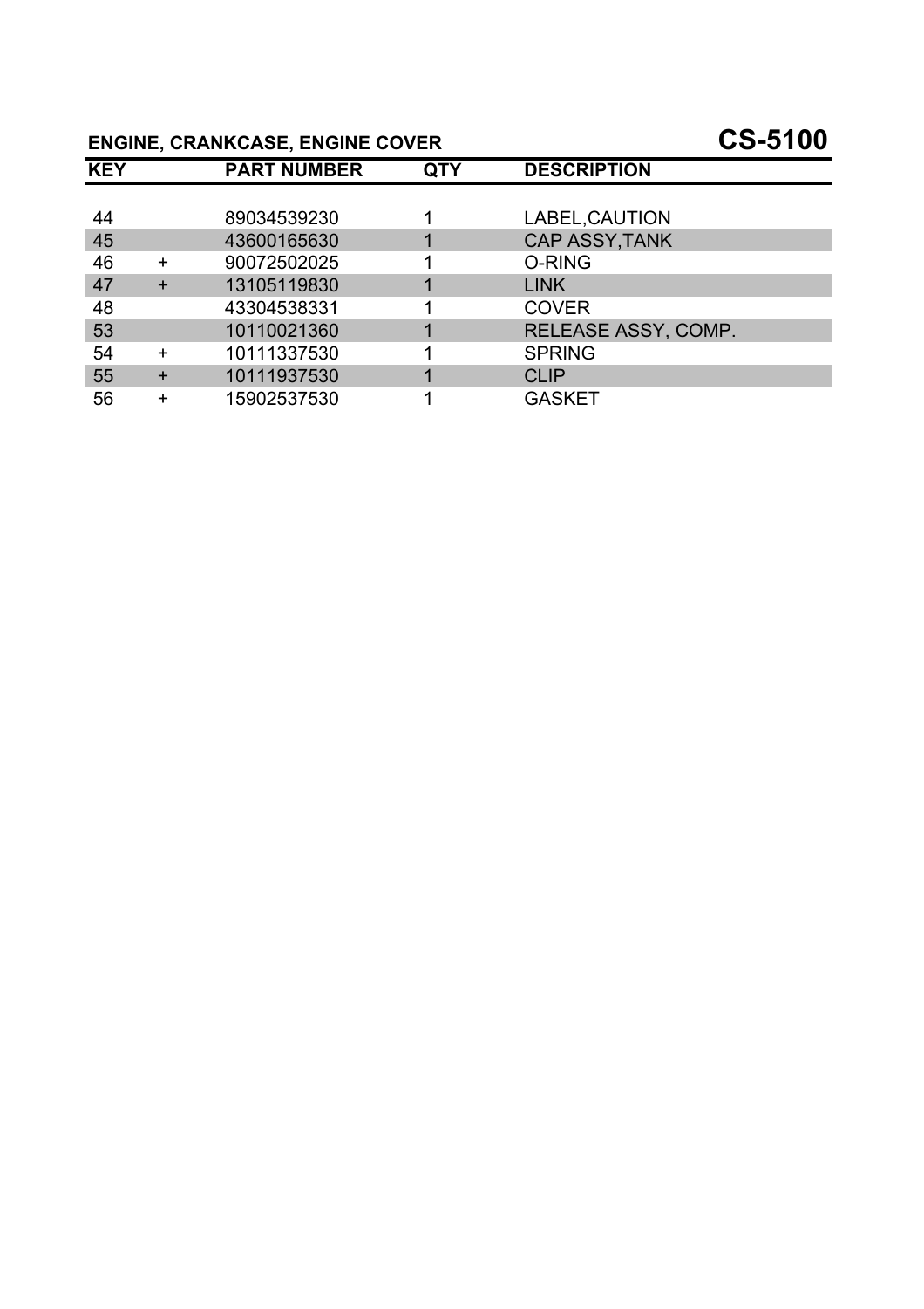## ENGINE, CRANKCASE, ENGINE COVER

# CS-5100

| KEY | | PART NUMBER | QTY | DESCRIPTION |
|---|---|---|---|---|
| 44 | | 89034539230 | 1 | LABEL,CAUTION |
| 45 | | 43600165630 | 1 | CAP ASSY,TANK |
| 46 | + | 90072502025 | 1 | O-RING |
| 47 | + | 13105119830 | 1 | LINK |
| 48 | | 43304538331 | 1 | COVER |
| 53 | | 10110021360 | 1 | RELEASE ASSY, COMP. |
| 54 | + | 10111337530 | 1 | SPRING |
| 55 | + | 10111937530 | 1 | CLIP |
| 56 | + | 15902537530 | 1 | GASKET |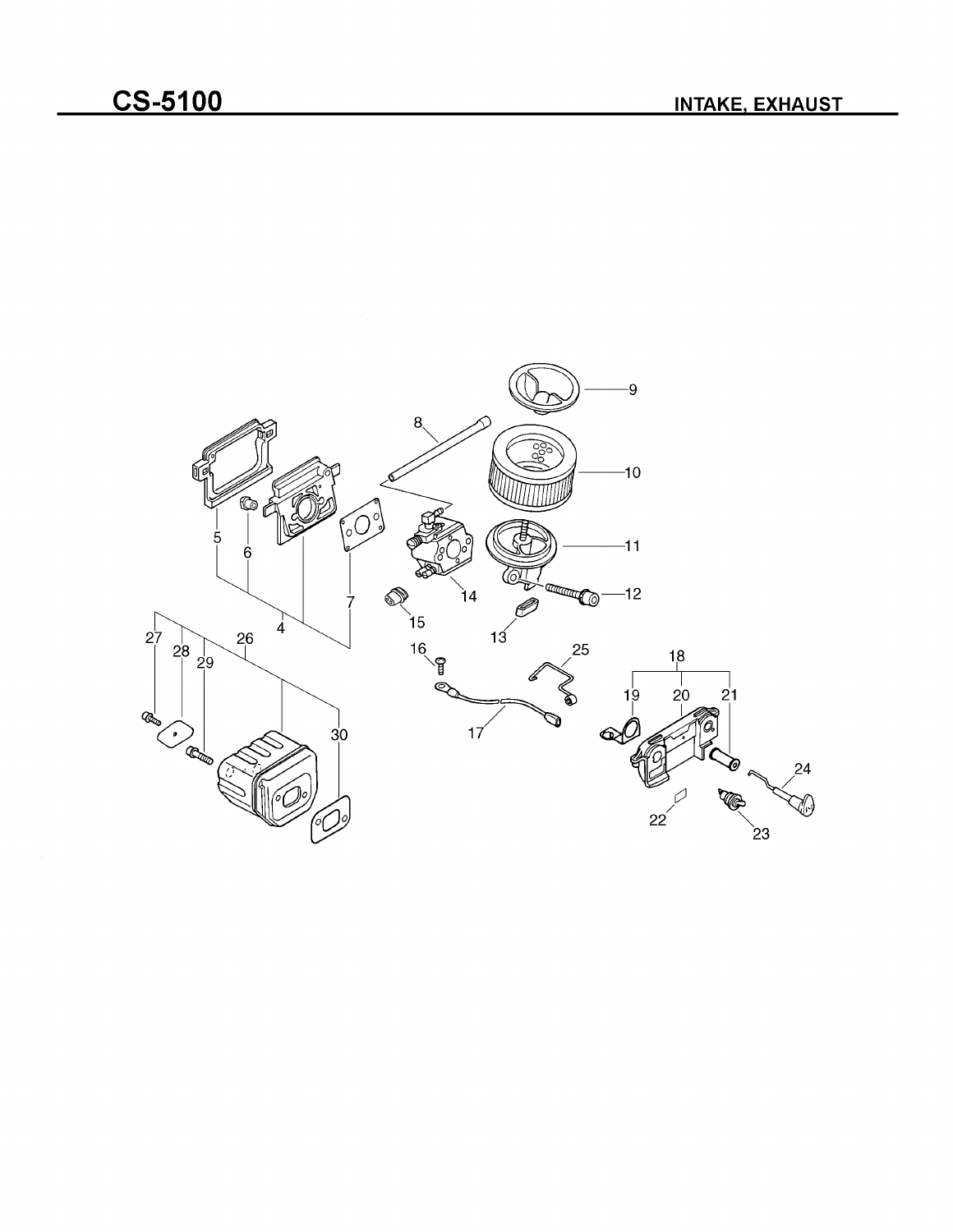# CS-5100

## INTAKE, EXHAUST

9

8

10

5

6

11

7

12

14

4

15

13

27

28

29

26

16

25

18

19

20

21

30

17

24

22

23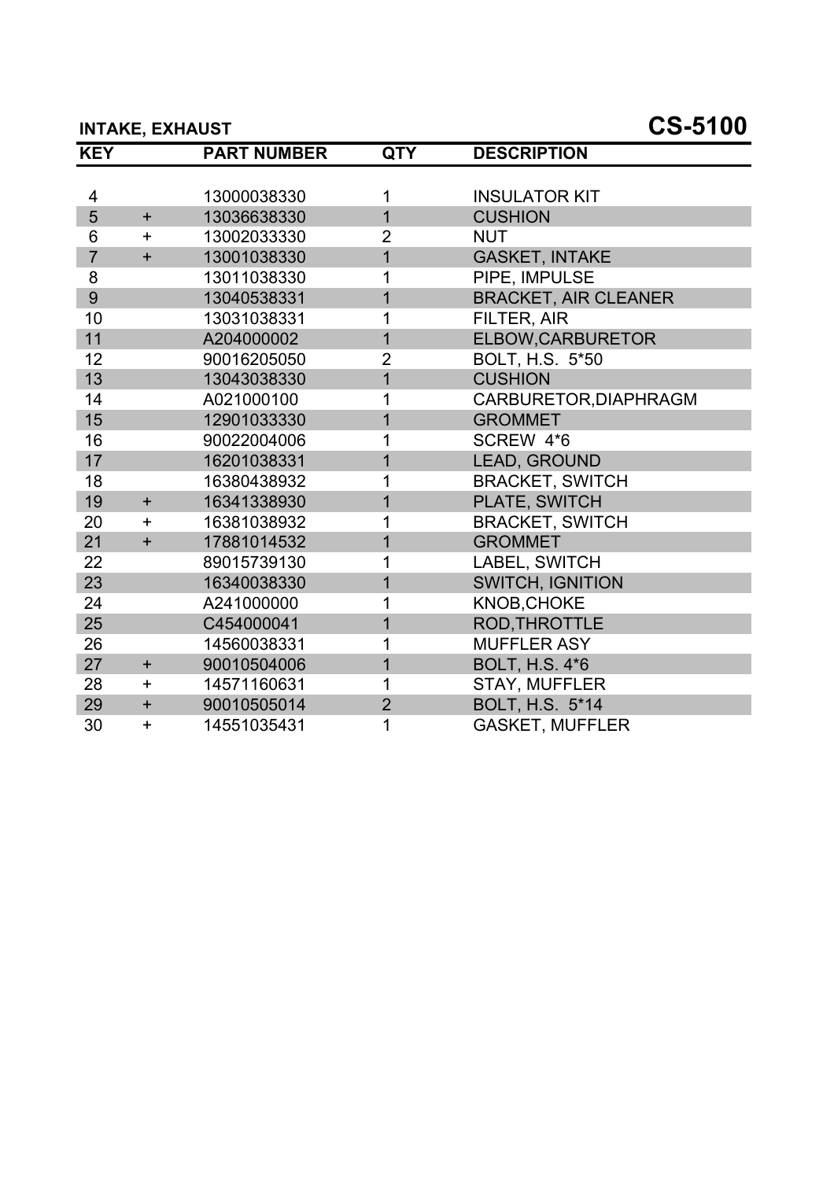## INTAKE, EXHAUST

## CS-5100

| KEY | | PART NUMBER | QTY | DESCRIPTION |
|---|---|---|---|---|
| 4 | | 13000038330 | 1 | INSULATOR KIT |
| 5 | + | 13036638330 | 1 | CUSHION |
| 6 | + | 13002033330 | 2 | NUT |
| 7 | + | 13001038330 | 1 | GASKET, INTAKE |
| 8 | | 13011038330 | 1 | PIPE, IMPULSE |
| 9 | | 13040538331 | 1 | BRACKET, AIR CLEANER |
| 10 | | 13031038331 | 1 | FILTER, AIR |
| 11 | | A204000002 | 1 | ELBOW,CARBURETOR |
| 12 | | 90016205050 | 2 | BOLT, H.S. 5*50 |
| 13 | | 13043038330 | 1 | CUSHION |
| 14 | | A021000100 | 1 | CARBURETOR,DIAPHRAGM |
| 15 | | 12901033330 | 1 | GROMMET |
| 16 | | 90022004006 | 1 | SCREW 4*6 |
| 17 | | 16201038331 | 1 | LEAD, GROUND |
| 18 | | 16380438932 | 1 | BRACKET, SWITCH |
| 19 | + | 16341338930 | 1 | PLATE, SWITCH |
| 20 | + | 16381038932 | 1 | BRACKET, SWITCH |
| 21 | + | 17881014532 | 1 | GROMMET |
| 22 | | 89015739130 | 1 | LABEL, SWITCH |
| 23 | | 16340038330 | 1 | SWITCH, IGNITION |
| 24 | | A241000000 | 1 | KNOB,CHOKE |
| 25 | | C454000041 | 1 | ROD,THROTTLE |
| 26 | | 14560038331 | 1 | MUFFLER ASY |
| 27 | + | 90010504006 | 1 | BOLT, H.S. 4*6 |
| 28 | + | 14571160631 | 1 | STAY, MUFFLER |
| 29 | + | 90010505014 | 2 | BOLT, H.S. 5*14 |
| 30 | + | 14551035431 | 1 | GASKET, MUFFLER |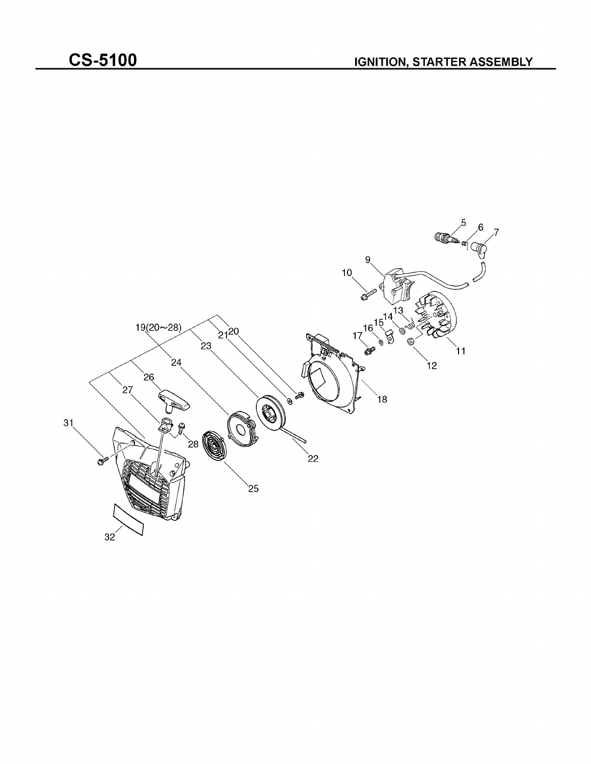# CS-5100

## IGNITION, STARTER ASSEMBLY

5 6 7

9

10

19(20~28) 21 20 13 14 15 16 17

23

24 11

26 12

27 18

31 28

22

25

32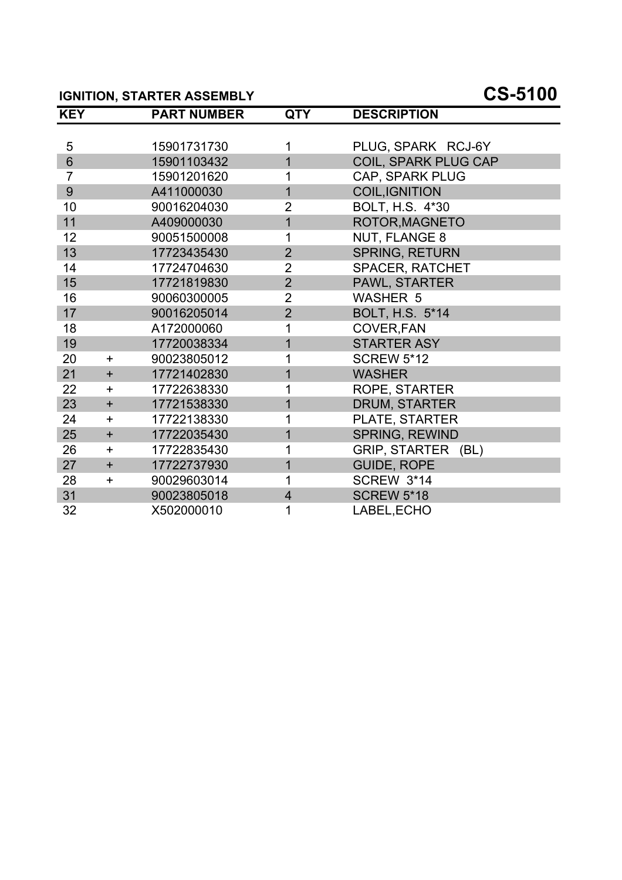## IGNITION, STARTER ASSEMBLY

## CS-5100

| KEY | | PART NUMBER | QTY | DESCRIPTION |
|---|---|---|---|---|
| 5 | | 15901731730 | 1 | PLUG, SPARK RCJ-6Y |
| 6 | | 15901103432 | 1 | COIL, SPARK PLUG CAP |
| 7 | | 15901201620 | 1 | CAP, SPARK PLUG |
| 9 | | A411000030 | 1 | COIL,IGNITION |
| 10 | | 90016204030 | 2 | BOLT, H.S. 4*30 |
| 11 | | A409000030 | 1 | ROTOR,MAGNETO |
| 12 | | 90051500008 | 1 | NUT, FLANGE 8 |
| 13 | | 17723435430 | 2 | SPRING, RETURN |
| 14 | | 17724704630 | 2 | SPACER, RATCHET |
| 15 | | 17721819830 | 2 | PAWL, STARTER |
| 16 | | 90060300005 | 2 | WASHER 5 |
| 17 | | 90016205014 | 2 | BOLT, H.S. 5*14 |
| 18 | | A172000060 | 1 | COVER,FAN |
| 19 | | 17720038334 | 1 | STARTER ASY |
| 20 | + | 90023805012 | 1 | SCREW 5*12 |
| 21 | + | 17721402830 | 1 | WASHER |
| 22 | + | 17722638330 | 1 | ROPE, STARTER |
| 23 | + | 17721538330 | 1 | DRUM, STARTER |
| 24 | + | 17722138330 | 1 | PLATE, STARTER |
| 25 | + | 17722035430 | 1 | SPRING, REWIND |
| 26 | + | 17722835430 | 1 | GRIP, STARTER (BL) |
| 27 | + | 17722737930 | 1 | GUIDE, ROPE |
| 28 | + | 90029603014 | 1 | SCREW 3*14 |
| 31 | | 90023805018 | 4 | SCREW 5*18 |
| 32 | | X502000010 | 1 | LABEL,ECHO |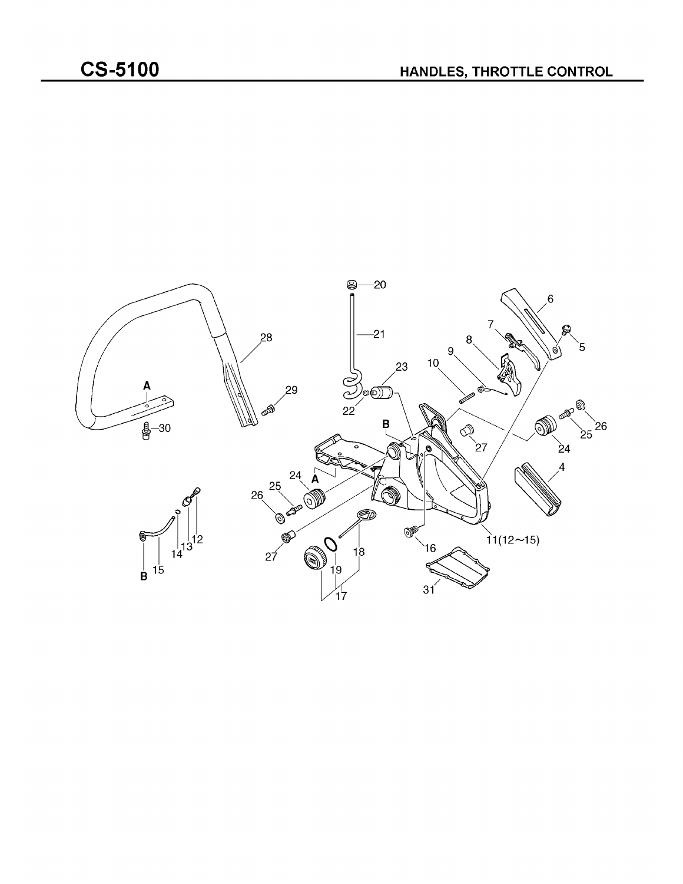# CS-5100

## HANDLES, THROTTLE CONTROL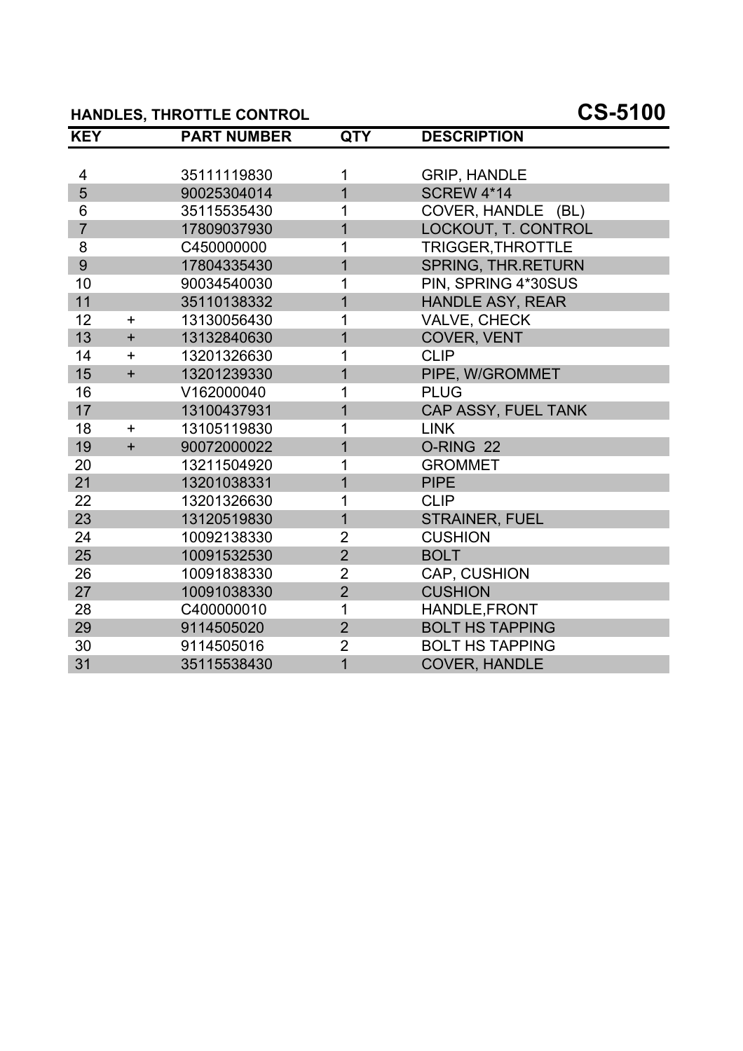## HANDLES, THROTTLE CONTROL

# CS-5100

| KEY | | PART NUMBER | QTY | DESCRIPTION |
|---|---|---|---|---|
| 4 | | 35111119830 | 1 | GRIP, HANDLE |
| 5 | | 90025304014 | 1 | SCREW 4*14 |
| 6 | | 35115535430 | 1 | COVER, HANDLE (BL) |
| 7 | | 17809037930 | 1 | LOCKOUT, T. CONTROL |
| 8 | | C450000000 | 1 | TRIGGER,THROTTLE |
| 9 | | 17804335430 | 1 | SPRING, THR.RETURN |
| 10 | | 90034540030 | 1 | PIN, SPRING 4*30SUS |
| 11 | | 35110138332 | 1 | HANDLE ASY, REAR |
| 12 | + | 13130056430 | 1 | VALVE, CHECK |
| 13 | + | 13132840630 | 1 | COVER, VENT |
| 14 | + | 13201326630 | 1 | CLIP |
| 15 | + | 13201239330 | 1 | PIPE, W/GROMMET |
| 16 | | V162000040 | 1 | PLUG |
| 17 | | 13100437931 | 1 | CAP ASSY, FUEL TANK |
| 18 | + | 13105119830 | 1 | LINK |
| 19 | + | 90072000022 | 1 | O-RING 22 |
| 20 | | 13211504920 | 1 | GROMMET |
| 21 | | 13201038331 | 1 | PIPE |
| 22 | | 13201326630 | 1 | CLIP |
| 23 | | 13120519830 | 1 | STRAINER, FUEL |
| 24 | | 10092138330 | 2 | CUSHION |
| 25 | | 10091532530 | 2 | BOLT |
| 26 | | 10091838330 | 2 | CAP, CUSHION |
| 27 | | 10091038330 | 2 | CUSHION |
| 28 | | C400000010 | 1 | HANDLE,FRONT |
| 29 | | 9114505020 | 2 | BOLT HS TAPPING |
| 30 | | 9114505016 | 2 | BOLT HS TAPPING |
| 31 | | 35115538430 | 1 | COVER, HANDLE |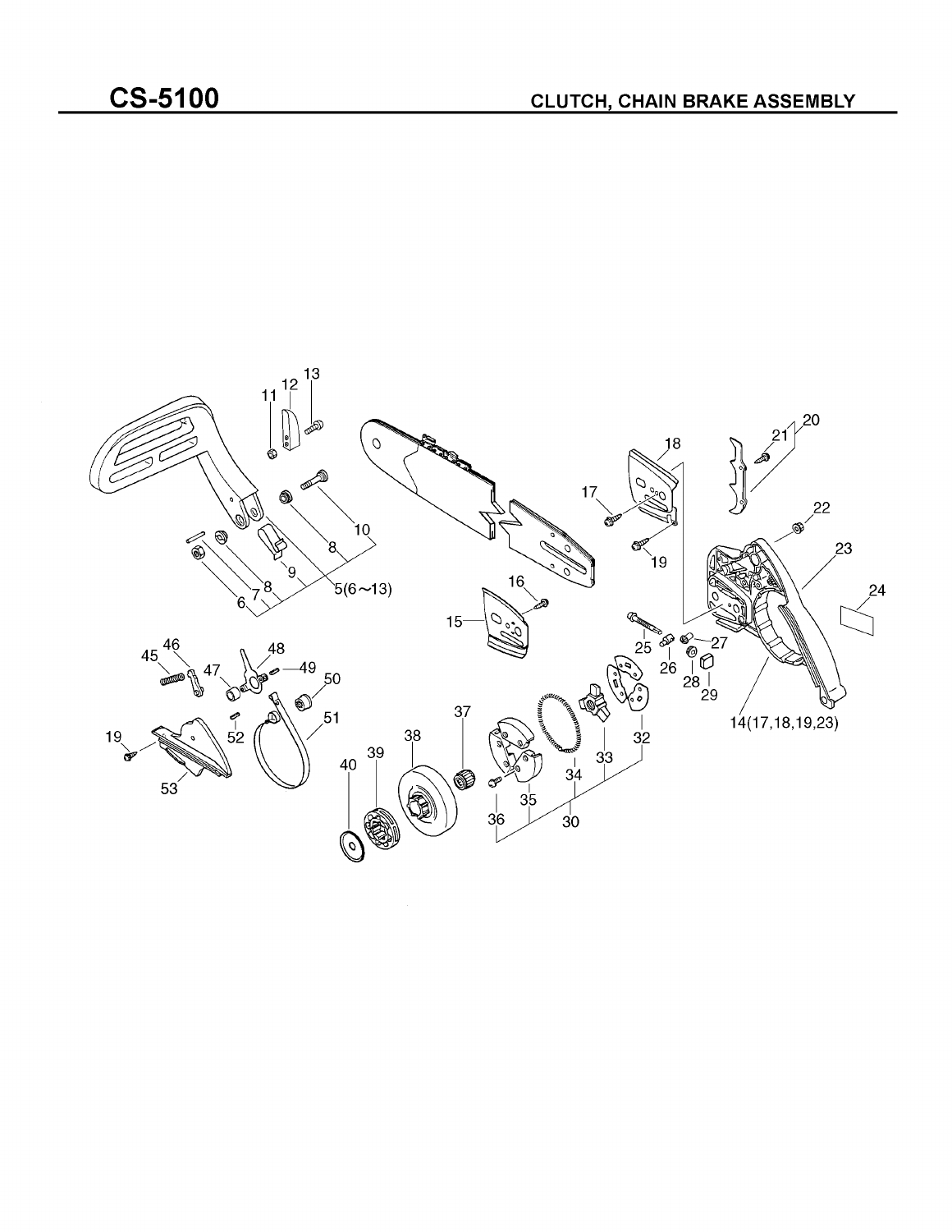# CS-5100

## CLUTCH, CHAIN BRAKE ASSEMBLY

13
12
11
10
8
9
5(6~13)
8
7
6
18
17
19
21
20
22
23
24
16
15
25
26
27
28
29
14(17,18,19,23)
45
46
48
47
49
50
51
52
19
53
37
38
39
40
34
33
32
35
36
30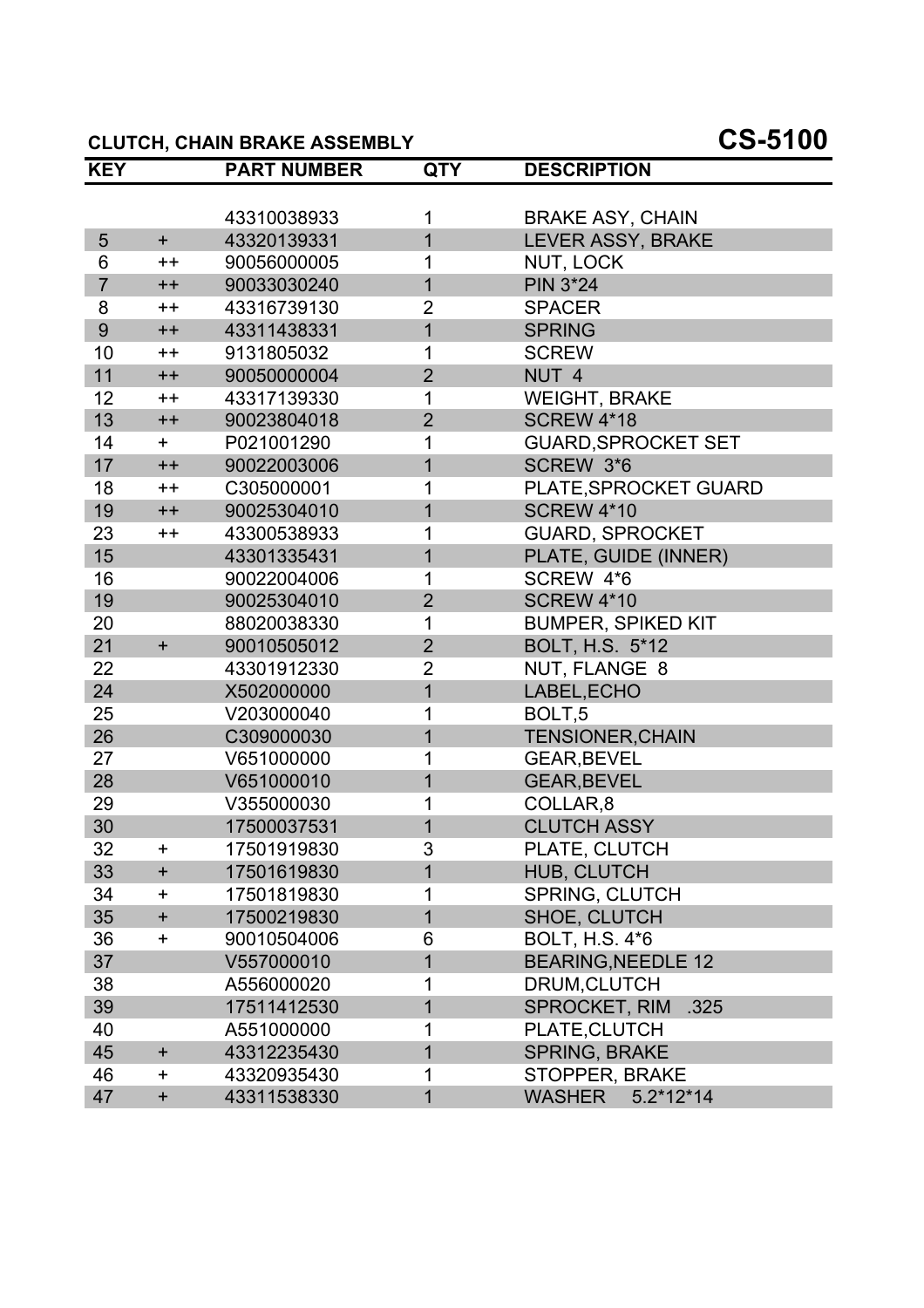## CLUTCH, CHAIN BRAKE ASSEMBLY

## CS-5100

| KEY | | PART NUMBER | QTY | DESCRIPTION |
|---|---|---|---|---|
| | | 43310038933 | 1 | BRAKE ASY, CHAIN |
| 5 | + | 43320139331 | 1 | LEVER ASSY, BRAKE |
| 6 | ++ | 90056000005 | 1 | NUT, LOCK |
| 7 | ++ | 90033030240 | 1 | PIN 3*24 |
| 8 | ++ | 43316739130 | 2 | SPACER |
| 9 | ++ | 43311438331 | 1 | SPRING |
| 10 | ++ | 9131805032 | 1 | SCREW |
| 11 | ++ | 90050000004 | 2 | NUT 4 |
| 12 | ++ | 43317139330 | 1 | WEIGHT, BRAKE |
| 13 | ++ | 90023804018 | 2 | SCREW 4*18 |
| 14 | + | P021001290 | 1 | GUARD,SPROCKET SET |
| 17 | ++ | 90022003006 | 1 | SCREW 3*6 |
| 18 | ++ | C305000001 | 1 | PLATE,SPROCKET GUARD |
| 19 | ++ | 90025304010 | 1 | SCREW 4*10 |
| 23 | ++ | 43300538933 | 1 | GUARD, SPROCKET |
| 15 | | 43301335431 | 1 | PLATE, GUIDE (INNER) |
| 16 | | 90022004006 | 1 | SCREW 4*6 |
| 19 | | 90025304010 | 2 | SCREW 4*10 |
| 20 | | 88020038330 | 1 | BUMPER, SPIKED KIT |
| 21 | + | 90010505012 | 2 | BOLT, H.S. 5*12 |
| 22 | | 43301912330 | 2 | NUT, FLANGE 8 |
| 24 | | X502000000 | 1 | LABEL,ECHO |
| 25 | | V203000040 | 1 | BOLT,5 |
| 26 | | C309000030 | 1 | TENSIONER,CHAIN |
| 27 | | V651000000 | 1 | GEAR,BEVEL |
| 28 | | V651000010 | 1 | GEAR,BEVEL |
| 29 | | V355000030 | 1 | COLLAR,8 |
| 30 | | 17500037531 | 1 | CLUTCH ASSY |
| 32 | + | 17501919830 | 3 | PLATE, CLUTCH |
| 33 | + | 17501619830 | 1 | HUB, CLUTCH |
| 34 | + | 17501819830 | 1 | SPRING, CLUTCH |
| 35 | + | 17500219830 | 1 | SHOE, CLUTCH |
| 36 | + | 90010504006 | 6 | BOLT, H.S. 4*6 |
| 37 | | V557000010 | 1 | BEARING,NEEDLE 12 |
| 38 | | A556000020 | 1 | DRUM,CLUTCH |
| 39 | | 17511412530 | 1 | SPROCKET, RIM .325 |
| 40 | | A551000000 | 1 | PLATE,CLUTCH |
| 45 | + | 43312235430 | 1 | SPRING, BRAKE |
| 46 | + | 43320935430 | 1 | STOPPER, BRAKE |
| 47 | + | 43311538330 | 1 | WASHER 5.2*12*14 |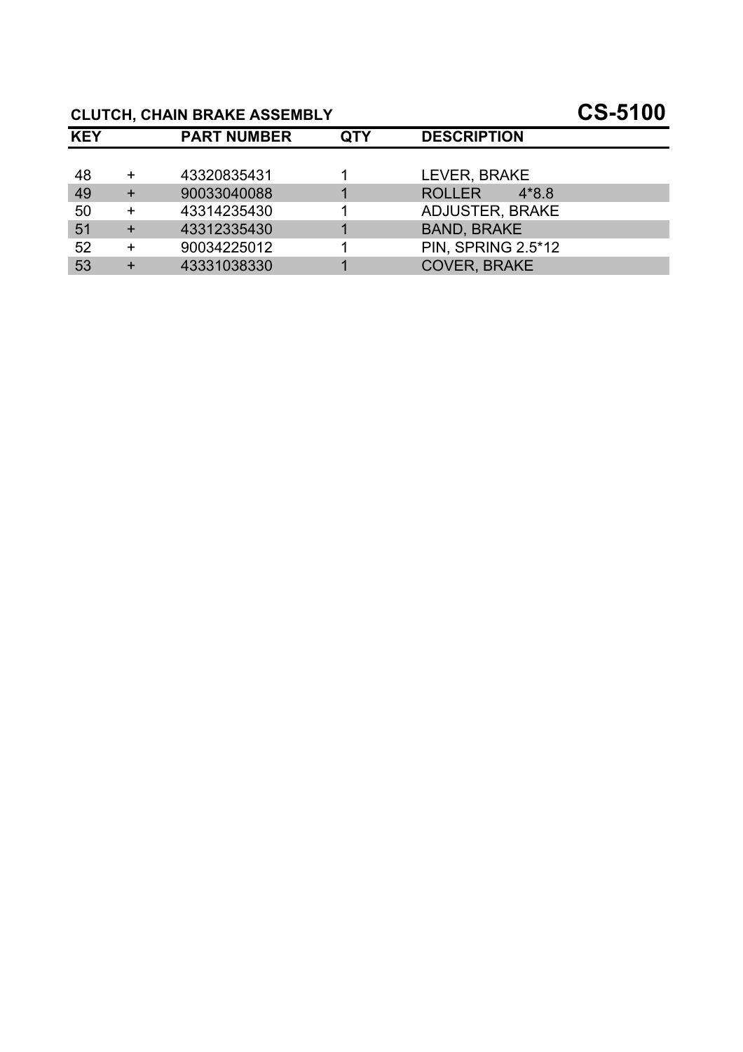## CLUTCH, CHAIN BRAKE ASSEMBLY

# CS-5100

| KEY | | PART NUMBER | QTY | DESCRIPTION |
|---|---|---|---|---|
| 48 | + | 43320835431 | 1 | LEVER, BRAKE |
| 49 | + | 90033040088 | 1 | ROLLER 4*8.8 |
| 50 | + | 43314235430 | 1 | ADJUSTER, BRAKE |
| 51 | + | 43312335430 | 1 | BAND, BRAKE |
| 52 | + | 90034225012 | 1 | PIN, SPRING 2.5*12 |
| 53 | + | 43331038330 | 1 | COVER, BRAKE |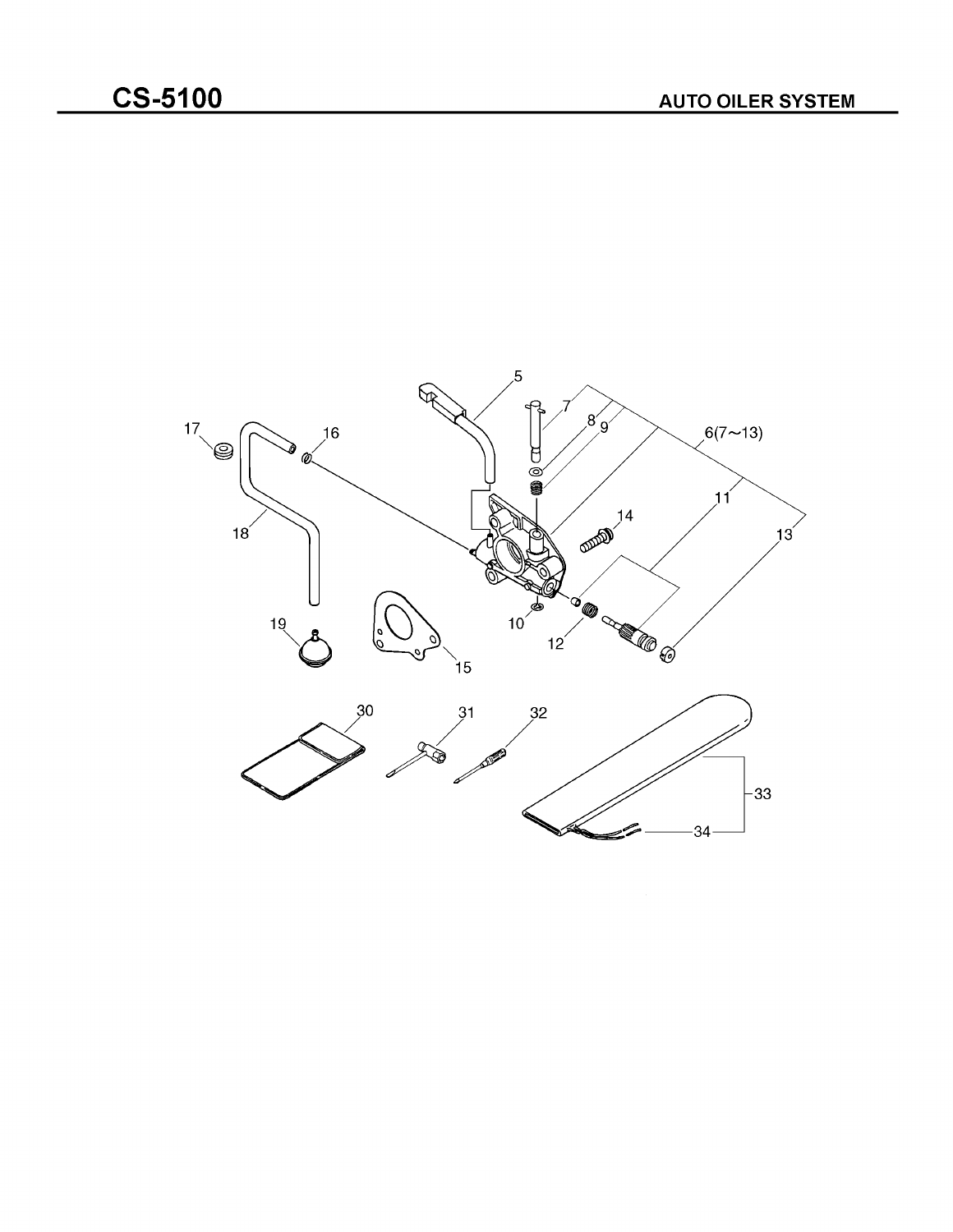# CS-5100

## AUTO OILER SYSTEM

5 7 8 9 6(7～13) 17 16 11 14 13 18 10 12 19 15 30 31 32 33 34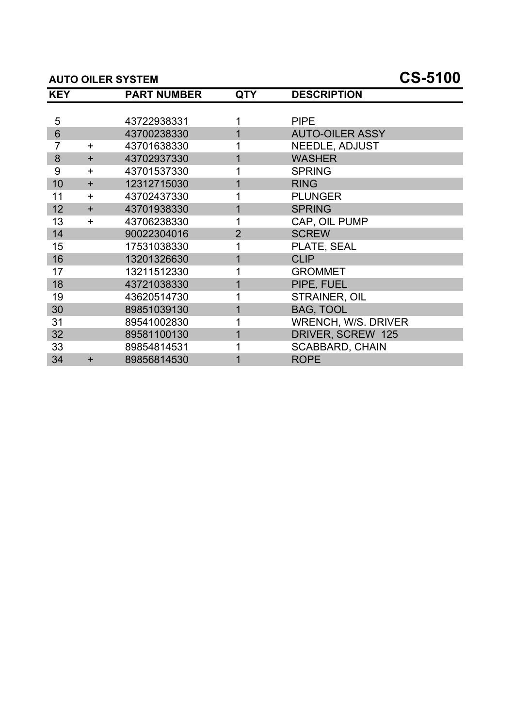## AUTO OILER SYSTEM

## CS-5100

| KEY | | PART NUMBER | QTY | DESCRIPTION |
| --- | --- | --- | --- | --- |
| 5 | | 43722938331 | 1 | PIPE |
| 6 | | 43700238330 | 1 | AUTO-OILER ASSY |
| 7 | + | 43701638330 | 1 | NEEDLE, ADJUST |
| 8 | + | 43702937330 | 1 | WASHER |
| 9 | + | 43701537330 | 1 | SPRING |
| 10 | + | 12312715030 | 1 | RING |
| 11 | + | 43702437330 | 1 | PLUNGER |
| 12 | + | 43701938330 | 1 | SPRING |
| 13 | + | 43706238330 | 1 | CAP, OIL PUMP |
| 14 | | 90022304016 | 2 | SCREW |
| 15 | | 17531038330 | 1 | PLATE, SEAL |
| 16 | | 13201326630 | 1 | CLIP |
| 17 | | 13211512330 | 1 | GROMMET |
| 18 | | 43721038330 | 1 | PIPE, FUEL |
| 19 | | 43620514730 | 1 | STRAINER, OIL |
| 30 | | 89851039130 | 1 | BAG, TOOL |
| 31 | | 89541002830 | 1 | WRENCH, W/S. DRIVER |
| 32 | | 89581100130 | 1 | DRIVER, SCREW 125 |
| 33 | | 89854814531 | 1 | SCABBARD, CHAIN |
| 34 | + | 89856814530 | 1 | ROPE |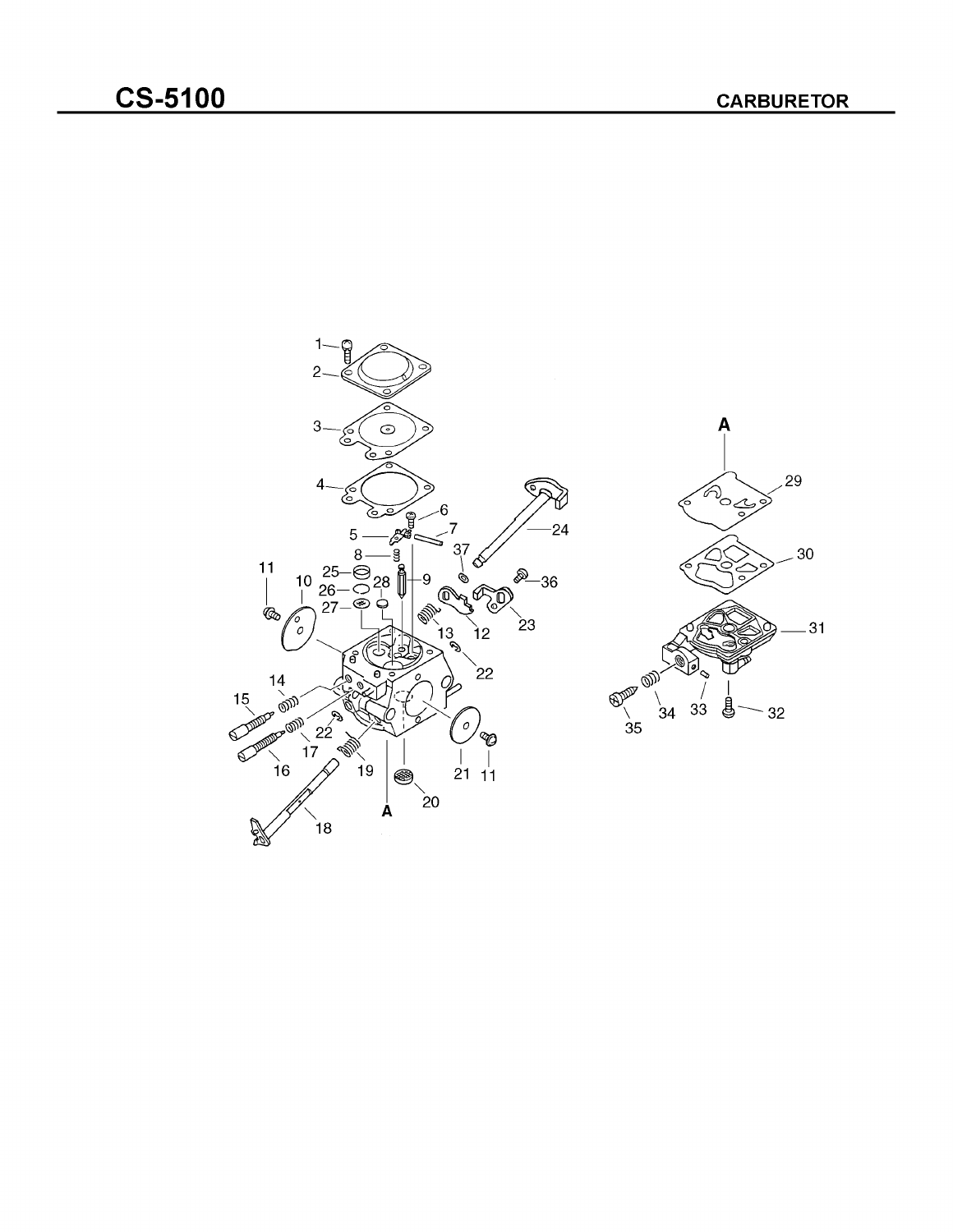# CS-5100

## CARBURETOR

1 2 3 4 5 6 7 8 9 10 11 12 13 14 15 16 17 18 19 20 21 22 23 24 25 26 27 28 29 30 31 32 33 34 35 36 37 A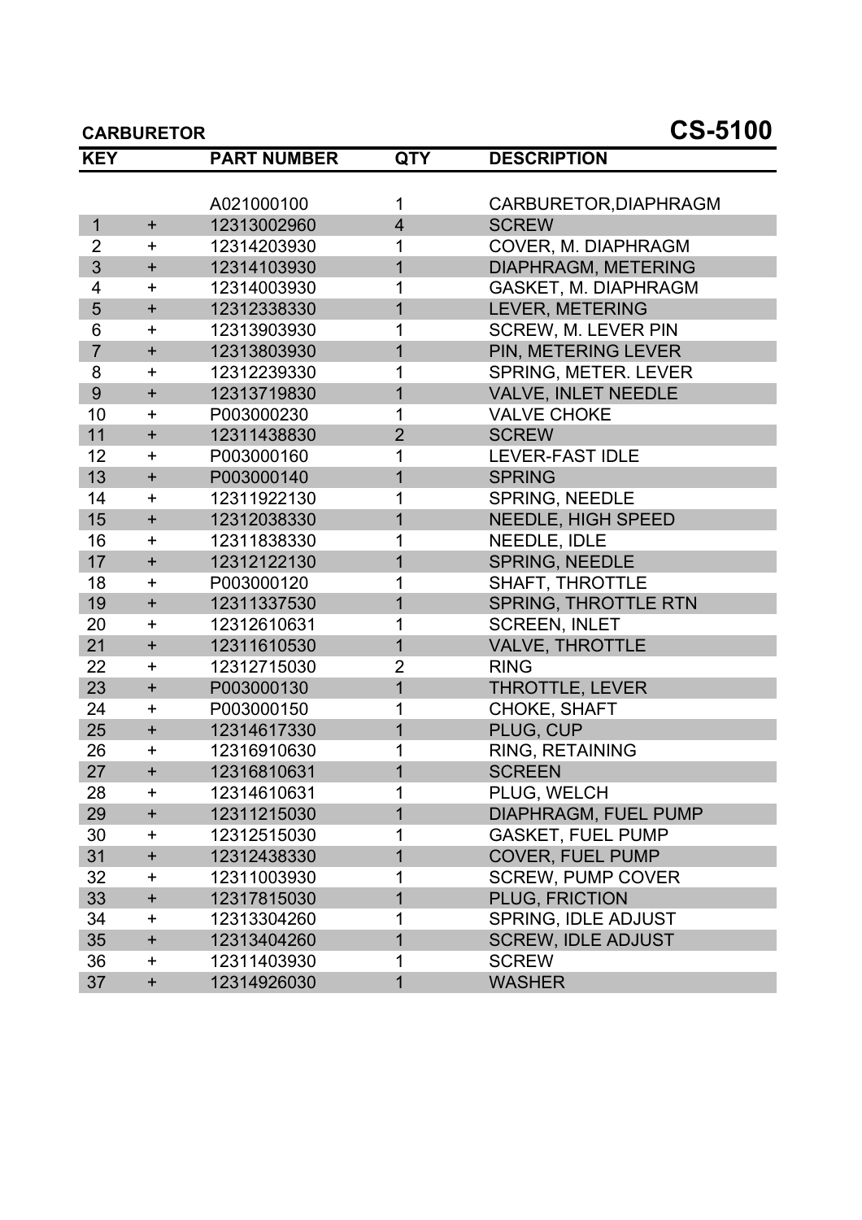**CARBURETOR** **CS-5100**

| KEY | | PART NUMBER | QTY | DESCRIPTION |
|---|---|---|---|---|
| | | A021000100 | 1 | CARBURETOR,DIAPHRAGM |
| 1 | + | 12313002960 | 4 | SCREW |
| 2 | + | 12314203930 | 1 | COVER, M. DIAPHRAGM |
| 3 | + | 12314103930 | 1 | DIAPHRAGM, METERING |
| 4 | + | 12314003930 | 1 | GASKET, M. DIAPHRAGM |
| 5 | + | 12312338330 | 1 | LEVER, METERING |
| 6 | + | 12313903930 | 1 | SCREW, M. LEVER PIN |
| 7 | + | 12313803930 | 1 | PIN, METERING LEVER |
| 8 | + | 12312239330 | 1 | SPRING, METER. LEVER |
| 9 | + | 12313719830 | 1 | VALVE, INLET NEEDLE |
| 10 | + | P003000230 | 1 | VALVE CHOKE |
| 11 | + | 12311438830 | 2 | SCREW |
| 12 | + | P003000160 | 1 | LEVER-FAST IDLE |
| 13 | + | P003000140 | 1 | SPRING |
| 14 | + | 12311922130 | 1 | SPRING, NEEDLE |
| 15 | + | 12312038330 | 1 | NEEDLE, HIGH SPEED |
| 16 | + | 12311838330 | 1 | NEEDLE, IDLE |
| 17 | + | 12312122130 | 1 | SPRING, NEEDLE |
| 18 | + | P003000120 | 1 | SHAFT, THROTTLE |
| 19 | + | 12311337530 | 1 | SPRING, THROTTLE RTN |
| 20 | + | 12312610631 | 1 | SCREEN, INLET |
| 21 | + | 12311610530 | 1 | VALVE, THROTTLE |
| 22 | + | 12312715030 | 2 | RING |
| 23 | + | P003000130 | 1 | THROTTLE, LEVER |
| 24 | + | P003000150 | 1 | CHOKE, SHAFT |
| 25 | + | 12314617330 | 1 | PLUG, CUP |
| 26 | + | 12316910630 | 1 | RING, RETAINING |
| 27 | + | 12316810631 | 1 | SCREEN |
| 28 | + | 12314610631 | 1 | PLUG, WELCH |
| 29 | + | 12311215030 | 1 | DIAPHRAGM, FUEL PUMP |
| 30 | + | 12312515030 | 1 | GASKET, FUEL PUMP |
| 31 | + | 12312438330 | 1 | COVER, FUEL PUMP |
| 32 | + | 12311003930 | 1 | SCREW, PUMP COVER |
| 33 | + | 12317815030 | 1 | PLUG, FRICTION |
| 34 | + | 12313304260 | 1 | SPRING, IDLE ADJUST |
| 35 | + | 12313404260 | 1 | SCREW, IDLE ADJUST |
| 36 | + | 12311403930 | 1 | SCREW |
| 37 | + | 12314926030 | 1 | WASHER |